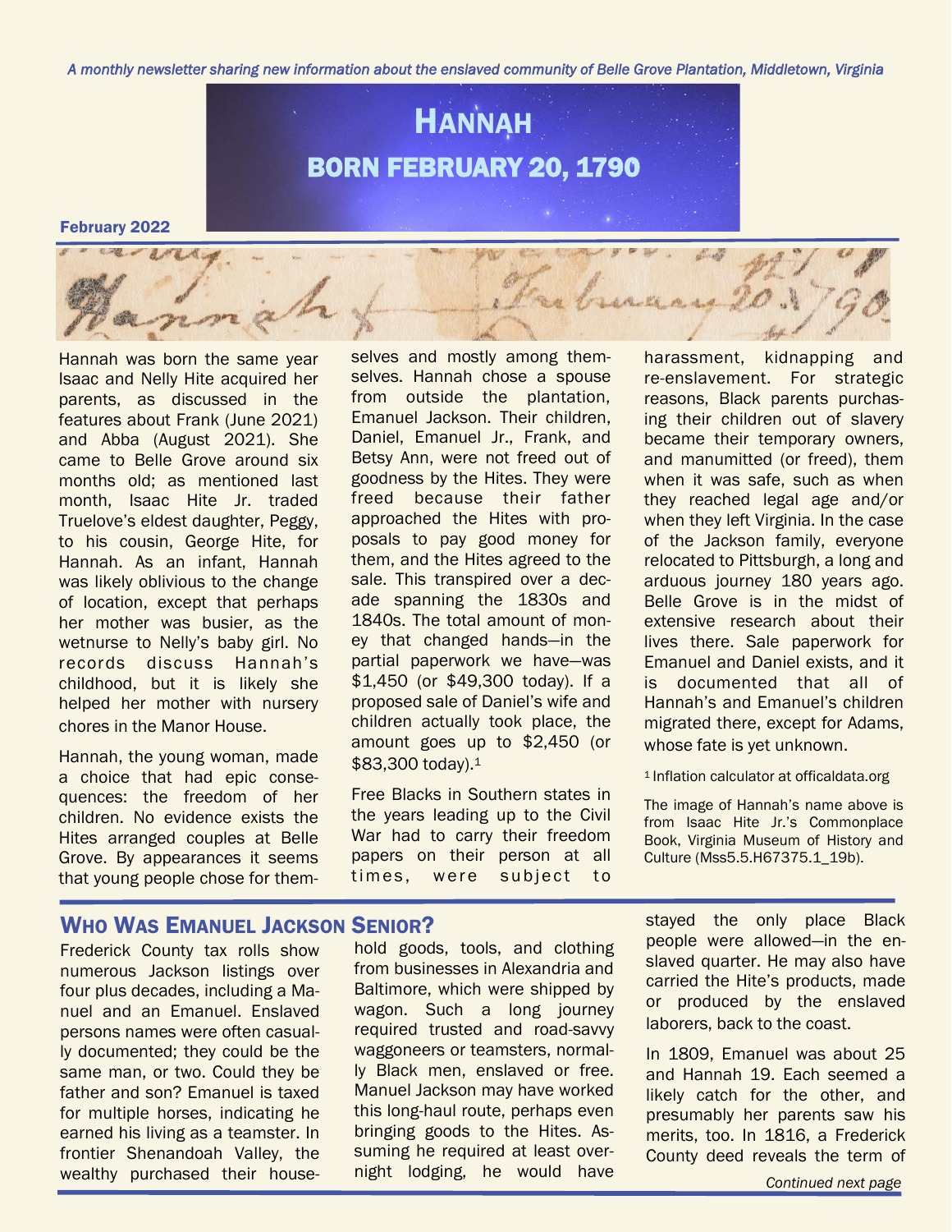*A monthly newsletter sharing new information about the enslaved community of Belle Grove Plantation, Middletown, Virginia*

# Hannah

## Born February 20, 1790

**February 2022**

Hannah was born the same year Isaac and Nelly Hite acquired her parents, as discussed in the features about Frank (June 2021) and Abba (August 2021). She came to Belle Grove around six months old; as mentioned last month, Isaac Hite Jr. traded Truelove's eldest daughter, Peggy, to his cousin, George Hite, for Hannah. As an infant, Hannah was likely oblivious to the change of location, except that perhaps her mother was busier, as the wetnurse to Nelly's baby girl. No records discuss Hannah's childhood, but it is likely she helped her mother with nursery chores in the Manor House.

Hannah, the young woman, made a choice that had epic consequences: the freedom of her children. No evidence exists the Hites arranged couples at Belle Grove. By appearances it seems that young people chose for themselves and mostly among themselves. Hannah chose a spouse from outside the plantation, Emanuel Jackson. Their children, Daniel, Emanuel Jr., Frank, and Betsy Ann, were not freed out of goodness by the Hites. They were freed because their father approached the Hites with proposals to pay good money for them, and the Hites agreed to the sale. This transpired over a decade spanning the 1830s and 1840s. The total amount of money that changed hands—in the partial paperwork we have—was $1,450 (or $49,300 today). If a proposed sale of Daniel's wife and children actually took place, the amount goes up to $2,450 (or $83,300 today).[1]

Free Blacks in Southern states in the years leading up to the Civil War had to carry their freedom papers on their person at all times, were subject to harassment, kidnapping and re-enslavement. For strategic reasons, Black parents purchasing their children out of slavery became their temporary owners, and manumitted (or freed), them when it was safe, such as when they reached legal age and/or when they left Virginia. In the case of the Jackson family, everyone relocated to Pittsburgh, a long and arduous journey 180 years ago. Belle Grove is in the midst of extensive research about their lives there. Sale paperwork for Emanuel and Daniel exists, and it is documented that all of Hannah's and Emanuel's children migrated there, except for Adams, whose fate is yet unknown.

[1] Inflation calculator at officaldata.org

The image of Hannah's name above is from Isaac Hite Jr.'s Commonplace Book, Virginia Museum of History and Culture (Mss5.5.H67375.1_19b).

## Who Was Emanuel Jackson Senior?

Frederick County tax rolls show numerous Jackson listings over four plus decades, including a Manuel and an Emanuel. Enslaved persons names were often casually documented; they could be the same man, or two. Could they be father and son? Emanuel is taxed for multiple horses, indicating he earned his living as a teamster. In frontier Shenandoah Valley, the wealthy purchased their household goods, tools, and clothing from businesses in Alexandria and Baltimore, which were shipped by wagon. Such a long journey required trusted and road-savvy waggoneers or teamsters, normally Black men, enslaved or free. Manuel Jackson may have worked this long-haul route, perhaps even bringing goods to the Hites. Assuming he required at least overnight lodging, he would have stayed the only place Black people were allowed—in the enslaved quarter. He may also have carried the Hite's products, made or produced by the enslaved laborers, back to the coast.

In 1809, Emanuel was about 25 and Hannah 19. Each seemed a likely catch for the other, and presumably her parents saw his merits, too. In 1816, a Frederick County deed reveals the term of

*Continued next page*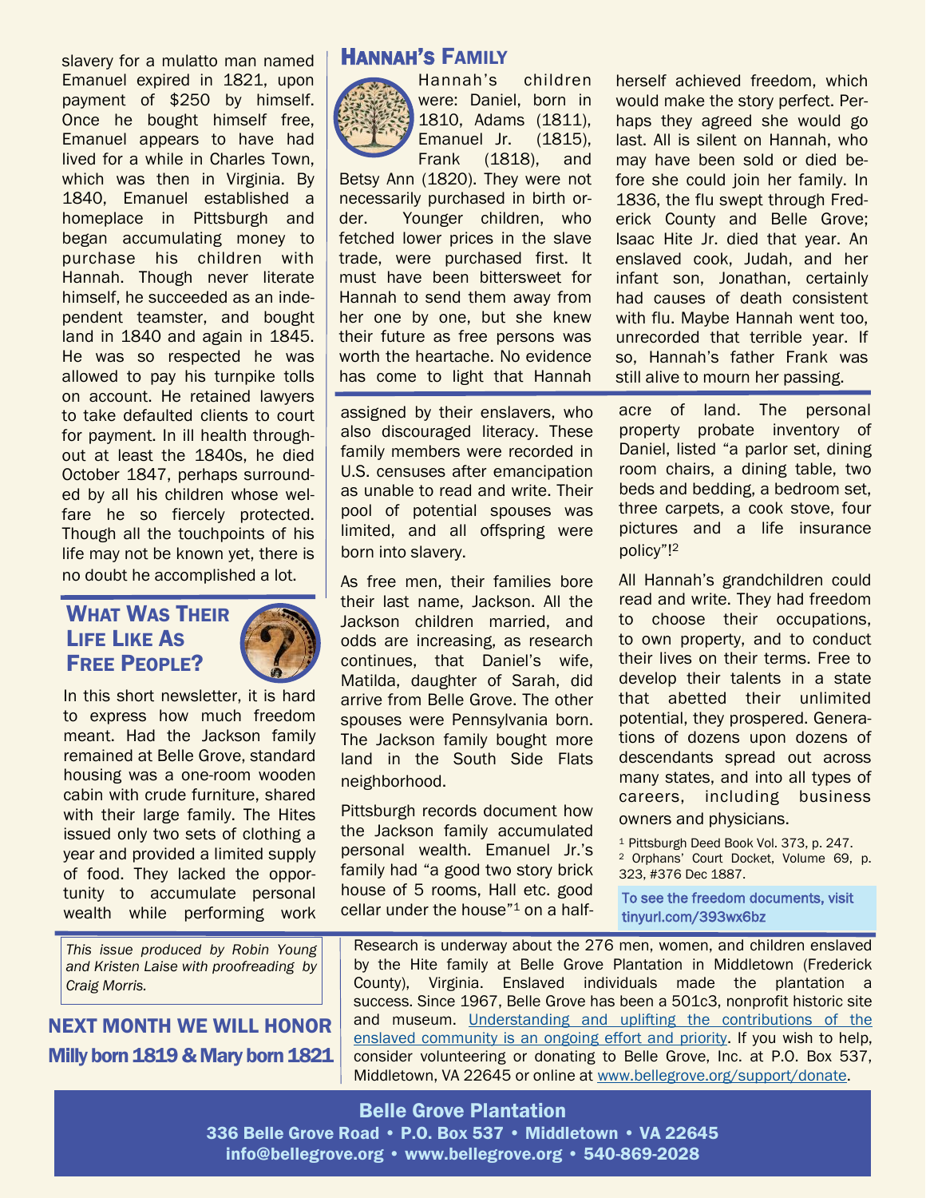slavery for a mulatto man named Emanuel expired in 1821, upon payment of $250 by himself. Once he bought himself free, Emanuel appears to have had lived for a while in Charles Town, which was then in Virginia. By 1840, Emanuel established a homeplace in Pittsburgh and began accumulating money to purchase his children with Hannah. Though never literate himself, he succeeded as an independent teamster, and bought land in 1840 and again in 1845. He was so respected he was allowed to pay his turnpike tolls on account. He retained lawyers to take defaulted clients to court for payment. In ill health throughout at least the 1840s, he died October 1847, perhaps surrounded by all his children whose welfare he so fiercely protected. Though all the touchpoints of his life may not be known yet, there is no doubt he accomplished a lot.

## Hannah's Family

Hannah's children were: Daniel, born in 1810, Adams (1811), Emanuel Jr. (1815), Frank (1818), and Betsy Ann (1820). They were not necessarily purchased in birth order. Younger children, who fetched lower prices in the slave trade, were purchased first. It must have been bittersweet for Hannah to send them away from her one by one, but she knew their future as free persons was worth the heartache. No evidence has come to light that Hannah herself achieved freedom, which would make the story perfect. Perhaps they agreed she would go last. All is silent on Hannah, who may have been sold or died before she could join her family. In 1836, the flu swept through Frederick County and Belle Grove; Isaac Hite Jr. died that year. An enslaved cook, Judah, and her infant son, Jonathan, certainly had causes of death consistent with flu. Maybe Hannah went too, unrecorded that terrible year. If so, Hannah's father Frank was still alive to mourn her passing.

## What Was Their Life Like As Free People?

In this short newsletter, it is hard to express how much freedom meant. Had the Jackson family remained at Belle Grove, standard housing was a one-room wooden cabin with crude furniture, shared with their large family. The Hites issued only two sets of clothing a year and provided a limited supply of food. They lacked the opportunity to accumulate personal wealth while performing work assigned by their enslavers, who also discouraged literacy. These family members were recorded in U.S. censuses after emancipation as unable to read and write. Their pool of potential spouses was limited, and all offspring were born into slavery.

As free men, their families bore their last name, Jackson. All the Jackson children married, and odds are increasing, as research continues, that Daniel's wife, Matilda, daughter of Sarah, did arrive from Belle Grove. The other spouses were Pennsylvania born. The Jackson family bought more land in the South Side Flats neighborhood.

Pittsburgh records document how the Jackson family accumulated personal wealth. Emanuel Jr.'s family had "a good two story brick house of 5 rooms, Hall etc. good cellar under the house"[1] on a half-acre of land. The personal property probate inventory of Daniel, listed "a parlor set, dining room chairs, a dining table, two beds and bedding, a bedroom set, three carpets, a cook stove, four pictures and a life insurance policy"![2]

All Hannah's grandchildren could read and write. They had freedom to choose their occupations, to own property, and to conduct their lives on their terms. Free to develop their talents in a state that abetted their unlimited potential, they prospered. Generations of dozens upon dozens of descendants spread out across many states, and into all types of careers, including business owners and physicians.

[1] Pittsburgh Deed Book Vol. 373, p. 247.
[2] Orphans' Court Docket, Volume 69, p. 323, #376 Dec 1887.

**To see the freedom documents, visit tinyurl.com/393wx6bz**

*This issue produced by Robin Young and Kristen Laise with proofreading by Craig Morris.*

**NEXT MONTH WE WILL HONOR Milly born 1819 & Mary born 1821**

Research is underway about the 276 men, women, and children enslaved by the Hite family at Belle Grove Plantation in Middletown (Frederick County), Virginia. Enslaved individuals made the plantation a success. Since 1967, Belle Grove has been a 501c3, nonprofit historic site and museum. Understanding and uplifting the contributions of the enslaved community is an ongoing effort and priority. If you wish to help, consider volunteering or donating to Belle Grove, Inc. at P.O. Box 537, Middletown, VA 22645 or online at www.bellegrove.org/support/donate.

**Belle Grove Plantation**
**336 Belle Grove Road • P.O. Box 537 • Middletown • VA 22645**
**info@bellegrove.org • www.bellegrove.org • 540-869-2028**